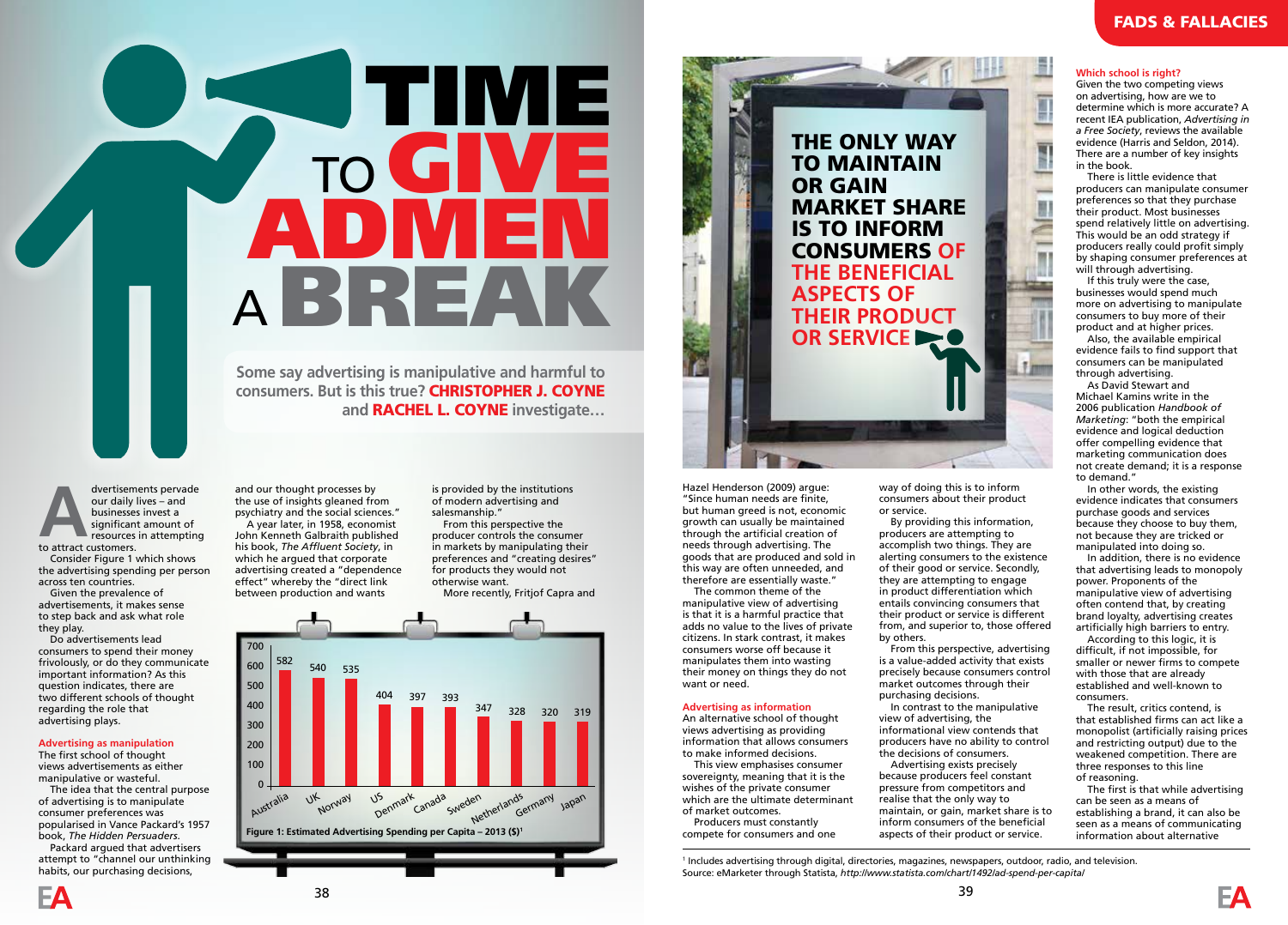# TIME TO GIVE ADMEN A BREAK

**Some say advertising is manipulative and harmful to consumers. But is this true? CHRISTOPHER J. COYNE and RACHEL L. COYNE investigate…**

Advertisements pervade our daily lives – and businesses invest a significant amount of resources in attempting to attract customers.

Consider Figure 1 which shows the advertising spending per person across ten countries.

Given the prevalence of advertisements, it makes sense to step back and ask what role they play.

Do advertisements lead consumers to spend their money frivolously, or do they communicate important information? As this question indicates, there are two different schools of thought regarding the role that advertising plays.

### Advertising as manipulation

The first school of thought views advertisements as either manipulative or wasteful.

The idea that the central purpose of advertising is to manipulate consumer preferences was popularised in Vance Packard's 1957 book, *The Hidden Persuaders*.

Packard argued that advertisers attempt to "channel our unthinking habits, our purchasing decisions, and our thought processes by the use of insights gleaned from psychiatry and the social sciences."

A year later, in 1958, economist John Kenneth Galbraith published his book, *The Affluent Society*, in which he argued that corporate advertising created a "dependence effect" whereby the "direct link between production and wants is provided by the institutions of modern advertising and salesmanship."

From this perspective the producer controls the consumer in markets by manipulating their preferences and "creating desires" for products they would not otherwise want.

More recently, Fritjof Capra and Hazel Henderson (2009) argue: "Since human needs are finite, but human greed is not, economic growth can usually be maintained through the artificial creation of needs through advertising. The goods that are produced and sold in this way are often unneeded, and therefore are essentially waste."

The common theme of the manipulative view of advertising is that it is a harmful practice that adds no value to the lives of private citizens. In stark contrast, it makes consumers worse off because it manipulates them into wasting their money on things they do not want or need.

| Country | Spending ($) |
|---|---|
| Australia | 582 |
| UK | 540 |
| Norway | 535 |
| US | 404 |
| Denmark | 397 |
| Canada | 393 |
| Sweden | 347 |
| Netherlands | 328 |
| Germany | 320 |
| Japan | 319 |

Figure 1: Estimated Advertising Spending per Capita – 2013 ($)[1]

### Advertising as information

An alternative school of thought views advertising as providing information that allows consumers to make informed decisions.

This view emphasises consumer sovereignty, meaning that it is the wishes of the private consumer which are the ultimate determinant of market outcomes.

Producers must constantly compete for consumers and one way of doing this is to inform consumers about their product or service.

By providing this information, producers are attempting to accomplish two things. They are alerting consumers to the existence of their good or service. Secondly, they are attempting to engage in product differentiation which entails convincing consumers that their product or service is different from, and superior to, those offered by others.

From this perspective, advertising is a value-added activity that exists precisely because consumers control market outcomes through their purchasing decisions.

In contrast to the manipulative view of advertising, the informational view contends that producers have no ability to control the decisions of consumers.

Advertising exists precisely because producers feel constant pressure from competitors and realise that the only way to maintain, or gain, market share is to inform consumers of the beneficial aspects of their product or service.

**THE ONLY WAY TO MAINTAIN OR GAIN MARKET SHARE IS TO INFORM CONSUMERS OF THE BENEFICIAL ASPECTS OF THEIR PRODUCT OR SERVICE**

### Which school is right?

Given the two competing views on advertising, how are we to determine which is more accurate? A recent IEA publication, *Advertising in a Free Society*, reviews the available evidence (Harris and Seldon, 2014). There are a number of key insights in the book.

There is little evidence that producers can manipulate consumer preferences so that they purchase their product. Most businesses spend relatively little on advertising. This would be an odd strategy if producers really could profit simply by shaping consumer preferences at will through advertising.

If this truly were the case, businesses would spend much more on advertising to manipulate consumers to buy more of their product and at higher prices.

Also, the available empirical evidence fails to find support that consumers can be manipulated through advertising.

As David Stewart and Michael Kamins write in the 2006 publication *Handbook of Marketing*: "both the empirical evidence and logical duction offer compelling evidence that marketing communication does not create demand; it is a response to demand."

In other words, the existing evidence indicates that consumers purchase goods and services because they choose to buy them, not because they are tricked or manipulated into doing so.

In addition, there is no evidence that advertising leads to monopoly power. Proponents of the manipulative view of advertising often contend that, by creating brand loyalty, advertising creates artificially high barriers to entry.

According to this logic, it is difficult, if not impossible, for smaller or newer firms to compete with those that are already established and well-known to consumers.

The result, critics contend, is that established firms can act like a monopolist (artificially raising prices and restricting output) due to the weakened competition. There are three responses to this line of reasoning.

The first is that while advertising can be seen as a means of establishing a brand, it can also be seen as a means of communicating information about alternative

[1] Includes advertising through digital, directories, magazines, newspapers, outdoor, radio, and television.
Source: eMarketer through Statista, *http://www.statista.com/chart/1492/ad-spend-per-capita/*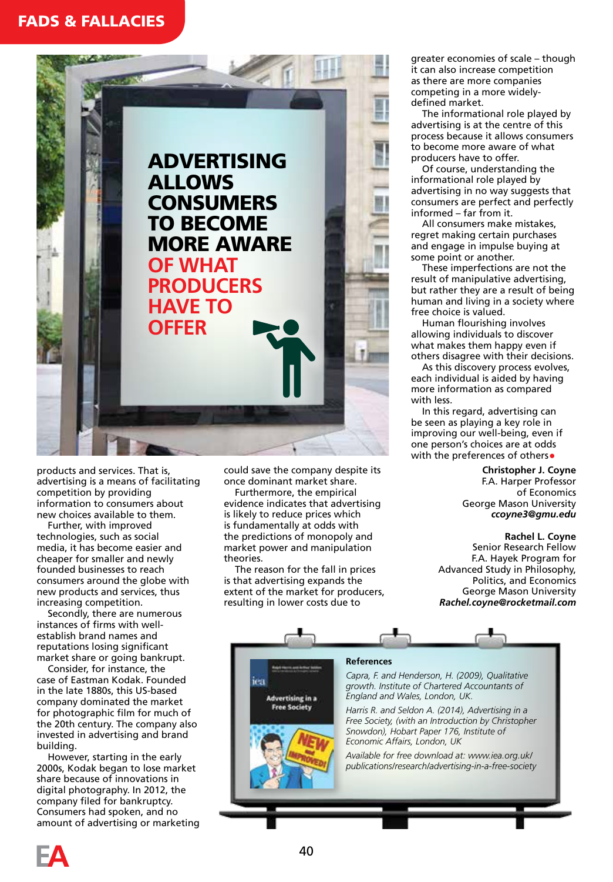ADVERTISING ALLOWS CONSUMERS TO BECOME MORE AWARE OF WHAT PRODUCERS HAVE TO OFFER

products and services. That is, advertising is a means of facilitating competition by providing information to consumers about new choices available to them.

Further, with improved technologies, such as social media, it has become easier and cheaper for smaller and newly founded businesses to reach consumers around the globe with new products and services, thus increasing competition.

Secondly, there are numerous instances of firms with well-establish brand names and reputations losing significant market share or going bankrupt.

Consider, for instance, the case of Eastman Kodak. Founded in the late 1880s, this US-based company dominated the market for photographic film for much of the 20th century. The company also invested in advertising and brand building.

However, starting in the early 2000s, Kodak began to lose market share because of innovations in digital photography. In 2012, the company filed for bankruptcy. Consumers had spoken, and no amount of advertising or marketing could save the company despite its once dominant market share.

Furthermore, the empirical evidence indicates that advertising is likely to reduce prices which is fundamentally at odds with the predictions of monopoly and market power and manipulation theories.

The reason for the fall in prices is that advertising expands the extent of the market for producers, resulting in lower costs due to greater economies of scale – though it can also increase competition as there are more companies competing in a more widely-defined market.

The informational role played by advertising is at the centre of this process because it allows consumers to become more aware of what producers have to offer.

Of course, understanding the informational role played by advertising in no way suggests that consumers are perfect and perfectly informed – far from it.

All consumers make mistakes, regret making certain purchases and engage in impulse buying at some point or another.

These imperfections are not the result of manipulative advertising, but rather they are a result of being human and living in a society where free choice is valued.

Human flourishing involves allowing individuals to discover what makes them happy even if others disagree with their decisions.

As this discovery process evolves, each individual is aided by having more information as compared with less.

In this regard, advertising can be seen as playing a key role in improving our well-being, even if one person's choices are at odds with the preferences of others

**Christopher J. Coyne**
F.A. Harper Professor of Economics
George Mason University
***ccoyne3@gmu.edu***

**Rachel L. Coyne**
Senior Research Fellow
F.A. Hayek Program for Advanced Study in Philosophy, Politics, and Economics
George Mason University
***Rachel.coyne@rocketmail.com***

**References**

*Capra, F. and Henderson, H. (2009), Qualitative growth. Institute of Chartered Accountants of England and Wales, London, UK.*

*Harris R. and Seldon A. (2014), Advertising in a Free Society, (with an Introduction by Christopher Snowdon), Hobart Paper 176, Institute of Economic Affairs, London, UK*

*Available for free download at: www.iea.org.uk/publications/research/advertising-in-a-free-society*